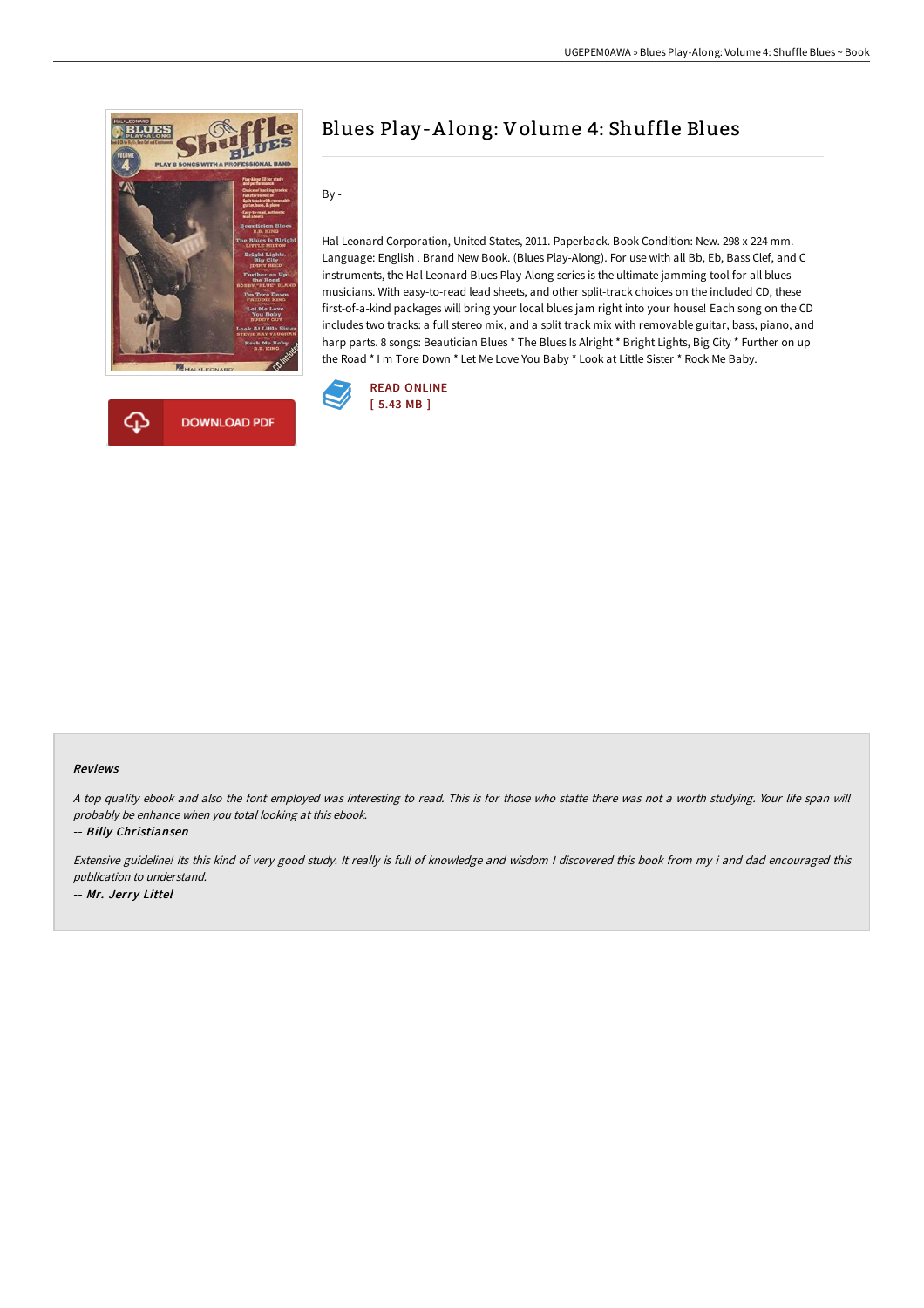# Blues Play-Along: Volume 4: Shuffle Blues

By -

Hal Leonard Corporation, United States, 2011. Paperback. Book Condition: New. 298 x 224 mm. Language: English . Brand New Book. (Blues Play-Along). For use with all Bb, Eb, Bass Clef, and C instruments, the Hal Leonard Blues Play-Along series is the ultimate jamming tool for all blues musicians. With easy-to-read lead sheets, and other split-track choices on the included CD, these first-of-a-kind packages will bring your local blues jam right into your house! Each song on the CD includes two tracks: a full stereo mix, and a split track mix with removable guitar, bass, piano, and harp parts. 8 songs: Beautician Blues * The Blues Is Alright * Bright Lights, Big City * Further on up the Road * I m Tore Down * Let Me Love You Baby * Look at Little Sister * Rock Me Baby.

READ ONLINE
[ 5.43 MB ]

DOWNLOAD PDF

## Reviews

*A top quality ebook and also the font employed was interesting to read. This is for those who statte there was not a worth studying. Your life span will probably be enhance when you total looking at this ebook.*

-- ***Billy Christiansen***

*Extensive guideline! Its this kind of very good study. It really is full of knowledge and wisdom I discovered this book from my i and dad encouraged this publication to understand.*

-- ***Mr. Jerry Littel***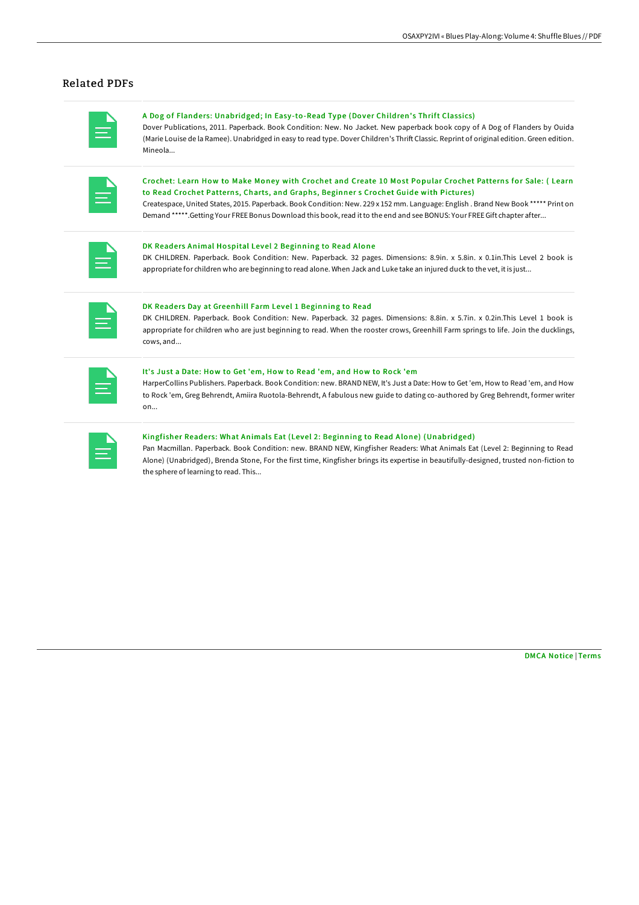## Related PDFs

### A Dog of Flanders: Unabridged; In Easy-to-Read Type (Dover Children's Thrift Classics)

Dover Publications, 2011. Paperback. Book Condition: New. No Jacket. New paperback book copy of A Dog of Flanders by Ouida (Marie Louise de la Ramee). Unabridged in easy to read type. Dover Children's Thrift Classic. Reprint of original edition. Green edition. Mineola...

### Crochet: Learn How to Make Money with Crochet and Create 10 Most Popular Crochet Patterns for Sale: ( Learn to Read Crochet Patterns, Charts, and Graphs, Beginner s Crochet Guide with Pictures)

Createspace, United States, 2015. Paperback. Book Condition: New. 229 x 152 mm. Language: English . Brand New Book ***** Print on Demand *****.Getting Your FREE Bonus Download this book, read it to the end and see BONUS: Your FREE Gift chapter after...

### DK Readers Animal Hospital Level 2 Beginning to Read Alone

DK CHILDREN. Paperback. Book Condition: New. Paperback. 32 pages. Dimensions: 8.9in. x 5.8in. x 0.1in.This Level 2 book is appropriate for children who are beginning to read alone. When Jack and Luke take an injured duck to the vet, it is just...

### DK Readers Day at Greenhill Farm Level 1 Beginning to Read

DK CHILDREN. Paperback. Book Condition: New. Paperback. 32 pages. Dimensions: 8.8in. x 5.7in. x 0.2in.This Level 1 book is appropriate for children who are just beginning to read. When the rooster crows, Greenhill Farm springs to life. Join the ducklings, cows, and...

### It's Just a Date: How to Get 'em, How to Read 'em, and How to Rock 'em

HarperCollins Publishers. Paperback. Book Condition: new. BRAND NEW, It's Just a Date: How to Get 'em, How to Read 'em, and How to Rock 'em, Greg Behrendt, Amiira Ruotola-Behrendt, A fabulous new guide to dating co-authored by Greg Behrendt, former writer on...

### Kingfisher Readers: What Animals Eat (Level 2: Beginning to Read Alone) (Unabridged)

Pan Macmillan. Paperback. Book Condition: new. BRAND NEW, Kingfisher Readers: What Animals Eat (Level 2: Beginning to Read Alone) (Unabridged), Brenda Stone, For the first time, Kingfisher brings its expertise in beautifully-designed, trusted non-fiction to the sphere of learning to read. This...